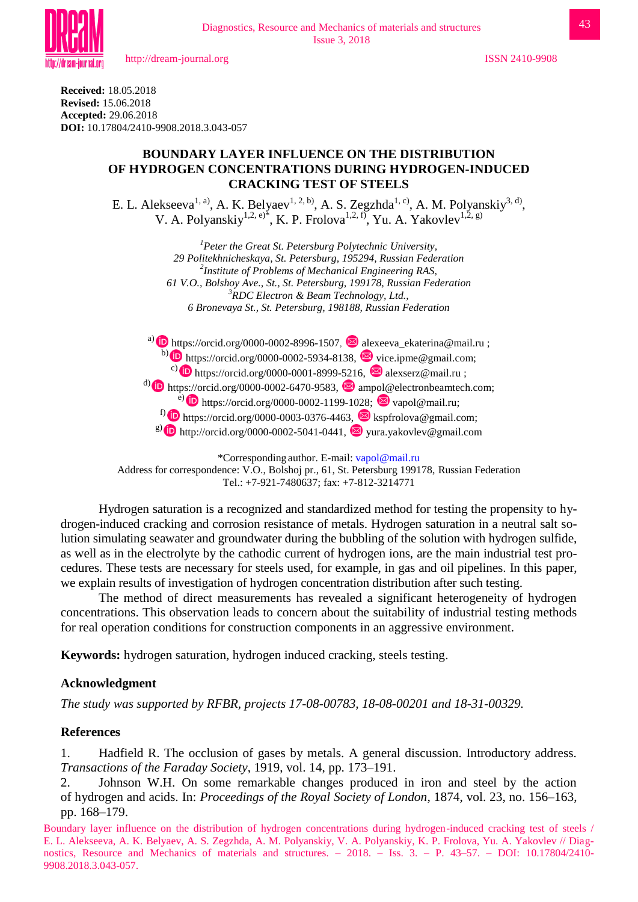**Received:** 18.05.2018
**Revised:** 15.06.2018
**Accepted:** 29.06.2018
**DOI:** 10.17804/2410-9908.2018.3.043-057

# BOUNDARY LAYER INFLUENCE ON THE DISTRIBUTION OF HYDROGEN CONCENTRATIONS DURING HYDROGEN-INDUCED CRACKING TEST OF STEELS

E. L. Alekseeva[1, a)], A. K. Belyaev[1, 2, b)], A. S. Zegzhda[1, c)], A. M. Polyanskiy[3, d)], V. A. Polyanskiy[1,2, e)*], K. P. Frolova[1,2, f)], Yu. A. Yakovlev[1,2, g)]

*[1]Peter the Great St. Petersburg Polytechnic University,*
*29 Politekhnicheskaya, St. Petersburg, 195294, Russian Federation*
*[2]Institute of Problems of Mechanical Engineering RAS,*
*61 V.O., Bolshoy Ave., St., St. Petersburg, 199178, Russian Federation*
*[3]RDC Electron & Beam Technology, Ltd.,*
*6 Bronevaya St., St. Petersburg, 198188, Russian Federation*

a) https://orcid.org/0000-0002-8996-1507, alexeeva_ekaterina@mail.ru ;
b) https://orcid.org/0000-0002-5934-8138, vice.ipme@gmail.com;
c) https://orcid.org/0000-0001-8999-5216, alexserz@mail.ru ;
d) https://orcid.org/0000-0002-6470-9583, ampol@electronbeamtech.com;
e) https://orcid.org/0000-0002-1199-1028; vapol@mail.ru;
f) https://orcid.org/0000-0003-0376-4463, kspfrolova@gmail.com;
g) http://orcid.org/0000-0002-5041-0441, yura.yakovlev@gmail.com

*Corresponding author. E-mail: vapol@mail.ru
Address for correspondence: V.O., Bolshoj pr., 61, St. Petersburg 199178, Russian Federation
Tel.: +7-921-7480637; fax: +7-812-3214771

Hydrogen saturation is a recognized and standardized method for testing the propensity to hydrogen-induced cracking and corrosion resistance of metals. Hydrogen saturation in a neutral salt solution simulating seawater and groundwater during the bubbling of the solution with hydrogen sulfide, as well as in the electrolyte by the cathodic current of hydrogen ions, are the main industrial test procedures. These tests are necessary for steels used, for example, in gas and oil pipelines. In this paper, we explain results of investigation of hydrogen concentration distribution after such testing.

The method of direct measurements has revealed a significant heterogeneity of hydrogen concentrations. This observation leads to concern about the suitability of industrial testing methods for real operation conditions for construction components in an aggressive environment.

**Keywords:** hydrogen saturation, hydrogen induced cracking, steels testing.

## Acknowledgment

*The study was supported by RFBR, projects 17-08-00783, 18-08-00201 and 18-31-00329.*

## References

1. Hadfield R. The occlusion of gases by metals. A general discussion. Introductory address. *Transactions of the Faraday Society*, 1919, vol. 14, pp. 173–191.
2. Johnson W.H. On some remarkable changes produced in iron and steel by the action of hydrogen and acids. In: *Proceedings of the Royal Society of London*, 1874, vol. 23, no. 156–163, pp. 168–179.

Boundary layer influence on the distribution of hydrogen concentrations during hydrogen-induced cracking test of steels / E. L. Alekseeva, A. K. Belyaev, A. S. Zegzhda, A. M. Polyanskiy, V. A. Polyanskiy, K. P. Frolova, Yu. A. Yakovlev // Diagnostics, Resource and Mechanics of materials and structures. – 2018. – Iss. 3. – P. 43–57. – DOI: 10.17804/2410-9908.2018.3.043-057.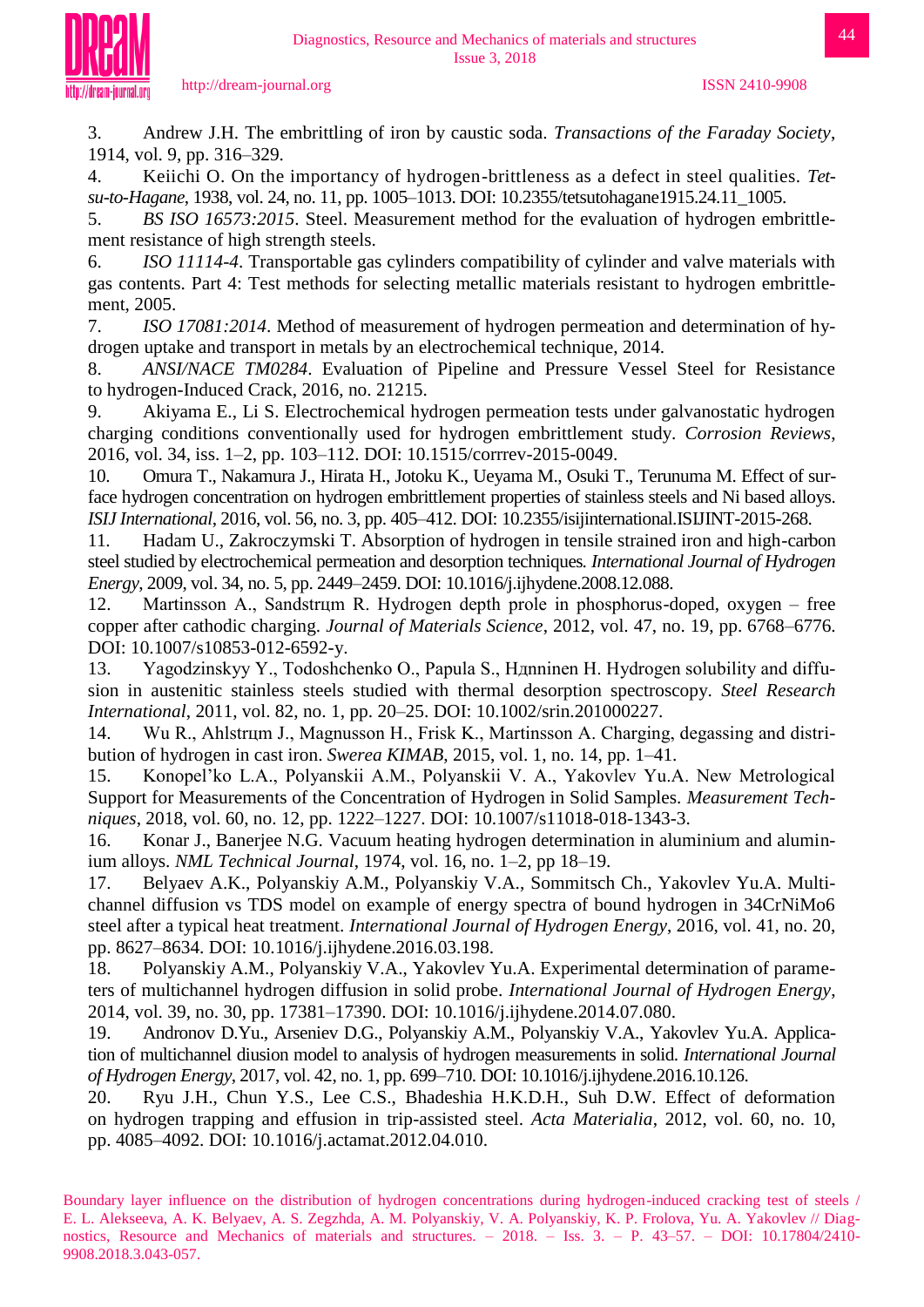3. Andrew J.H. The embrittling of iron by caustic soda. *Transactions of the Faraday Society*, 1914, vol. 9, pp. 316–329.
4. Keiichi O. On the importance of hydrogen-brittleness as a defect in steel qualities. *Tetsu-to-Hagane*, 1938, vol. 24, no. 11, pp. 1005–1013. DOI: 10.2355/tetsutohagane1915.24.11_1005.
5. *BS ISO 16573:2015*. Steel. Measurement method for the evaluation of hydrogen embrittlement resistance of high strength steels.
6. *ISO 11114-4*. Transportable gas cylinders compatibility of cylinder and valve materials with gas contents. Part 4: Test methods for selecting metallic materials resistant to hydrogen embrittlement, 2005.
7. *ISO 17081:2014*. Method of measurement of hydrogen permeation and determination of hydrogen uptake and transport in metals by an electrochemical technique, 2014.
8. *ANSI/NACE TM0284*. Evaluation of Pipeline and Pressure Vessel Steel for Resistance to hydrogen-Induced Crack, 2016, no. 21215.
9. Akiyama E., Li S. Electrochemical hydrogen permeation tests under galvanostatic hydrogen charging conditions conventionally used for hydrogen embrittlement study. *Corrosion Reviews*, 2016, vol. 34, iss. 1–2, pp. 103–112. DOI: 10.1515/corrrev-2015-0049.
10. Omura T., Nakamura J., Hirata H., Jotoku K., Ueyama M., Osuki T., Terunuma M. Effect of surface hydrogen concentration on hydrogen embrittlement properties of stainless steels and Ni based alloys. *ISIJ International*, 2016, vol. 56, no. 3, pp. 405–412. DOI: 10.2355/isijinternational.ISIJINT-2015-268.
11. Hadam U., Zakroczymski T. Absorption of hydrogen in tensile strained iron and high-carbon steel studied by electrochemical permeation and desorption techniques. *International Journal of Hydrogen Energy*, 2009, vol. 34, no. 5, pp. 2449–2459. DOI: 10.1016/j.ijhydene.2008.12.088.
12. Martinsson A., Sandstrцm R. Hydrogen depth prole in phosphorus-doped, oxygen – free copper after cathodic charging. *Journal of Materials Science*, 2012, vol. 47, no. 19, pp. 6768–6776. DOI: 10.1007/s10853-012-6592-y.
13. Yagodzinskyy Y., Todoshchenko O., Papula S., Hдnninen H. Hydrogen solubility and diffusion in austenitic stainless steels studied with thermal desorption spectroscopy. *Steel Research International*, 2011, vol. 82, no. 1, pp. 20–25. DOI: 10.1002/srin.201000227.
14. Wu R., Ahlstrцm J., Magnusson H., Frisk K., Martinsson A. Charging, degassing and distribution of hydrogen in cast iron. *Swerea KIMAB*, 2015, vol. 1, no. 14, pp. 1–41.
15. Konopel'ko L.A., Polyanskii A.M., Polyanskii V. A., Yakovlev Yu.A. New Metrological Support for Measurements of the Concentration of Hydrogen in Solid Samples. *Measurement Techniques*, 2018, vol. 60, no. 12, pp. 1222–1227. DOI: 10.1007/s11018-018-1343-3.
16. Konar J., Banerjee N.G. Vacuum heating hydrogen determination in aluminium and aluminium alloys. *NML Technical Journal*, 1974, vol. 16, no. 1–2, pp 18–19.
17. Belyaev A.K., Polyanskiy A.M., Polyanskiy V.A., Sommitsch Ch., Yakovlev Yu.A. Multichannel diffusion vs TDS model on example of energy spectra of bound hydrogen in 34CrNiMo6 steel after a typical heat treatment. *International Journal of Hydrogen Energy*, 2016, vol. 41, no. 20, pp. 8627–8634. DOI: 10.1016/j.ijhydene.2016.03.198.
18. Polyanskiy A.M., Polyanskiy V.A., Yakovlev Yu.A. Experimental determination of parameters of multichannel hydrogen diffusion in solid probe. *International Journal of Hydrogen Energy*, 2014, vol. 39, no. 30, pp. 17381–17390. DOI: 10.1016/j.ijhydene.2014.07.080.
19. Andronov D.Yu., Arseniev D.G., Polyanskiy A.M., Polyanskiy V.A., Yakovlev Yu.A. Application of multichannel diusion model to analysis of hydrogen measurements in solid. *International Journal of Hydrogen Energy*, 2017, vol. 42, no. 1, pp. 699–710. DOI: 10.1016/j.ijhydene.2016.10.126.
20. Ryu J.H., Chun Y.S., Lee C.S., Bhadeshia H.K.D.H., Suh D.W. Effect of deformation on hydrogen trapping and effusion in trip-assisted steel. *Acta Materialia*, 2012, vol. 60, no. 10, pp. 4085–4092. DOI: 10.1016/j.actamat.2012.04.010.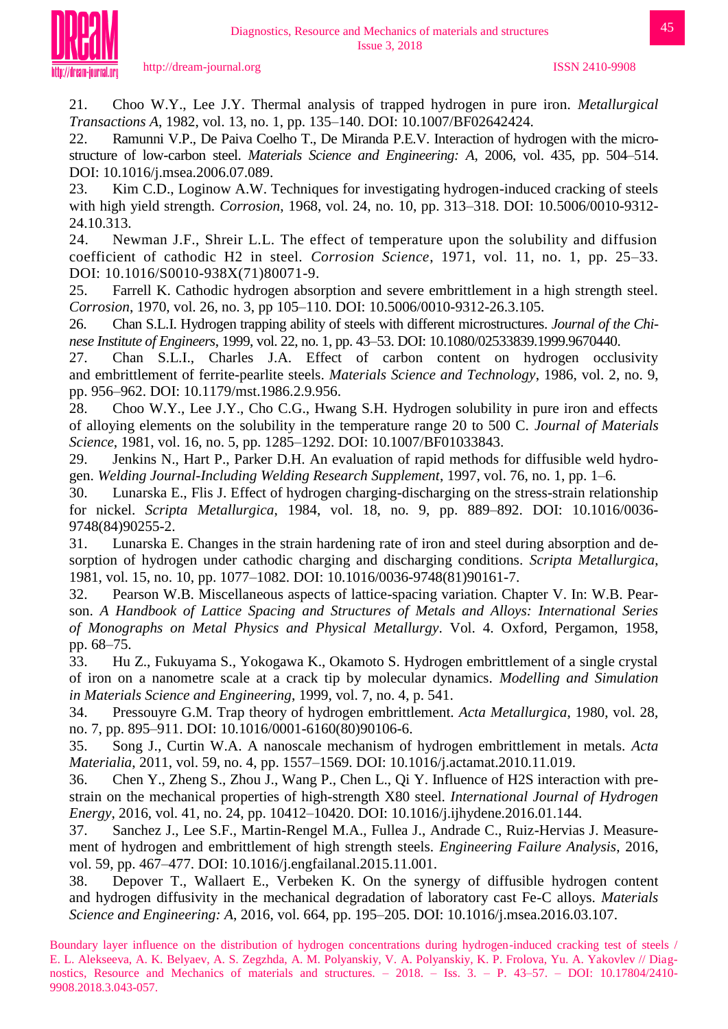21. Choo W.Y., Lee J.Y. Thermal analysis of trapped hydrogen in pure iron. *Metallurgical Transactions A*, 1982, vol. 13, no. 1, pp. 135–140. DOI: 10.1007/BF02642424.

22. Ramunni V.P., De Paiva Coelho T., De Miranda P.E.V. Interaction of hydrogen with the microstructure of low-carbon steel. *Materials Science and Engineering: A*, 2006, vol. 435, pp. 504–514. DOI: 10.1016/j.msea.2006.07.089.

23. Kim C.D., Loginow A.W. Techniques for investigating hydrogen-induced cracking of steels with high yield strength. *Corrosion*, 1968, vol. 24, no. 10, pp. 313–318. DOI: 10.5006/0010-9312-24.10.313.

24. Newman J.F., Shreir L.L. The effect of temperature upon the solubility and diffusion coefficient of cathodic H2 in steel. *Corrosion Science*, 1971, vol. 11, no. 1, pp. 25–33. DOI: 10.1016/S0010-938X(71)80071-9.

25. Farrell K. Cathodic hydrogen absorption and severe embrittlement in a high strength steel. *Corrosion*, 1970, vol. 26, no. 3, pp 105–110. DOI: 10.5006/0010-9312-26.3.105.

26. Chan S.L.I. Hydrogen trapping ability of steels with different microstructures. *Journal of the Chinese Institute of Engineers*, 1999, vol. 22, no. 1, pp. 43–53. DOI: 10.1080/02533839.1999.9670440.

27. Chan S.L.I., Charles J.A. Effect of carbon content on hydrogen occlusivity and embrittlement of ferrite-pearlite steels. *Materials Science and Technology*, 1986, vol. 2, no. 9, pp. 956–962. DOI: 10.1179/mst.1986.2.9.956.

28. Choo W.Y., Lee J.Y., Cho C.G., Hwang S.H. Hydrogen solubility in pure iron and effects of alloying elements on the solubility in the temperature range 20 to 500 C. *Journal of Materials Science*, 1981, vol. 16, no. 5, pp. 1285–1292. DOI: 10.1007/BF01033843.

29. Jenkins N., Hart P., Parker D.H. An evaluation of rapid methods for diffusible weld hydrogen. *Welding Journal-Including Welding Research Supplement*, 1997, vol. 76, no. 1, pp. 1–6.

30. Lunarska E., Flis J. Effect of hydrogen charging-discharging on the stress-strain relationship for nickel. *Scripta Metallurgica*, 1984, vol. 18, no. 9, pp. 889–892. DOI: 10.1016/0036-9748(84)90255-2.

31. Lunarska E. Changes in the strain hardening rate of iron and steel during absorption and desorption of hydrogen under cathodic charging and discharging conditions. *Scripta Metallurgica*, 1981, vol. 15, no. 10, pp. 1077–1082. DOI: 10.1016/0036-9748(81)90161-7.

32. Pearson W.B. Miscellaneous aspects of lattice-spacing variation. Chapter V. In: W.B. Pearson. *A Handbook of Lattice Spacing and Structures of Metals and Alloys: International Series of Monographs on Metal Physics and Physical Metallurgy*. Vol. 4. Oxford, Pergamon, 1958, pp. 68–75.

33. Hu Z., Fukuyama S., Yokogawa K., Okamoto S. Hydrogen embrittlement of a single crystal of iron on a nanometre scale at a crack tip by molecular dynamics. *Modelling and Simulation in Materials Science and Engineering*, 1999, vol. 7, no. 4, p. 541.

34. Pressouyre G.M. Trap theory of hydrogen embrittlement. *Acta Metallurgica*, 1980, vol. 28, no. 7, pp. 895–911. DOI: 10.1016/0001-6160(80)90106-6.

35. Song J., Curtin W.A. A nanoscale mechanism of hydrogen embrittlement in metals. *Acta Materialia*, 2011, vol. 59, no. 4, pp. 1557–1569. DOI: 10.1016/j.actamat.2010.11.019.

36. Chen Y., Zheng S., Zhou J., Wang P., Chen L., Qi Y. Influence of H2S interaction with prestrain on the mechanical properties of high-strength X80 steel. *International Journal of Hydrogen Energy*, 2016, vol. 41, no. 24, pp. 10412–10420. DOI: 10.1016/j.ijhydene.2016.01.144.

37. Sanchez J., Lee S.F., Martin-Rengel M.A., Fullea J., Andrade C., Ruiz-Hervias J. Measurement of hydrogen and embrittlement of high strength steels. *Engineering Failure Analysis*, 2016, vol. 59, pp. 467–477. DOI: 10.1016/j.engfailanal.2015.11.001.

38. Depover T., Wallaert E., Verbeken K. On the synergy of diffusible hydrogen content and hydrogen diffusivity in the mechanical degradation of laboratory cast Fe-C alloys. *Materials Science and Engineering: A*, 2016, vol. 664, pp. 195–205. DOI: 10.1016/j.msea.2016.03.107.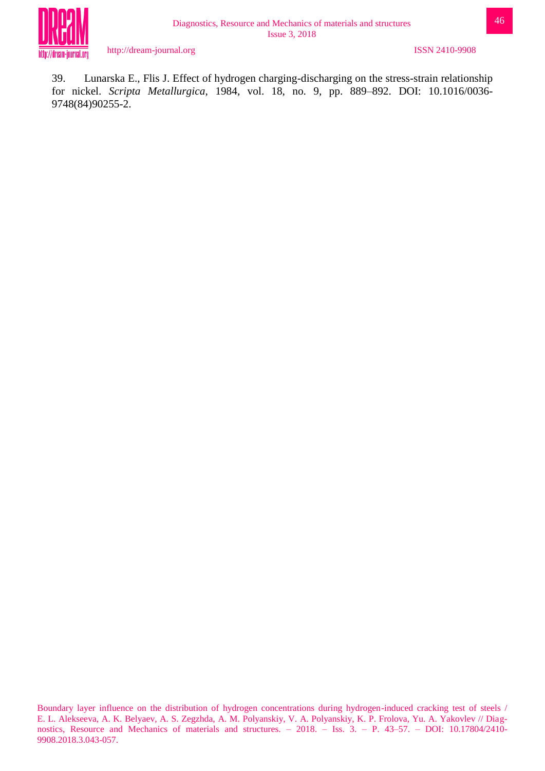39. Lunarska E., Flis J. Effect of hydrogen charging-discharging on the stress-strain relationship for nickel. *Scripta Metallurgica*, 1984, vol. 18, no. 9, pp. 889–892. DOI: 10.1016/0036-9748(84)90255-2.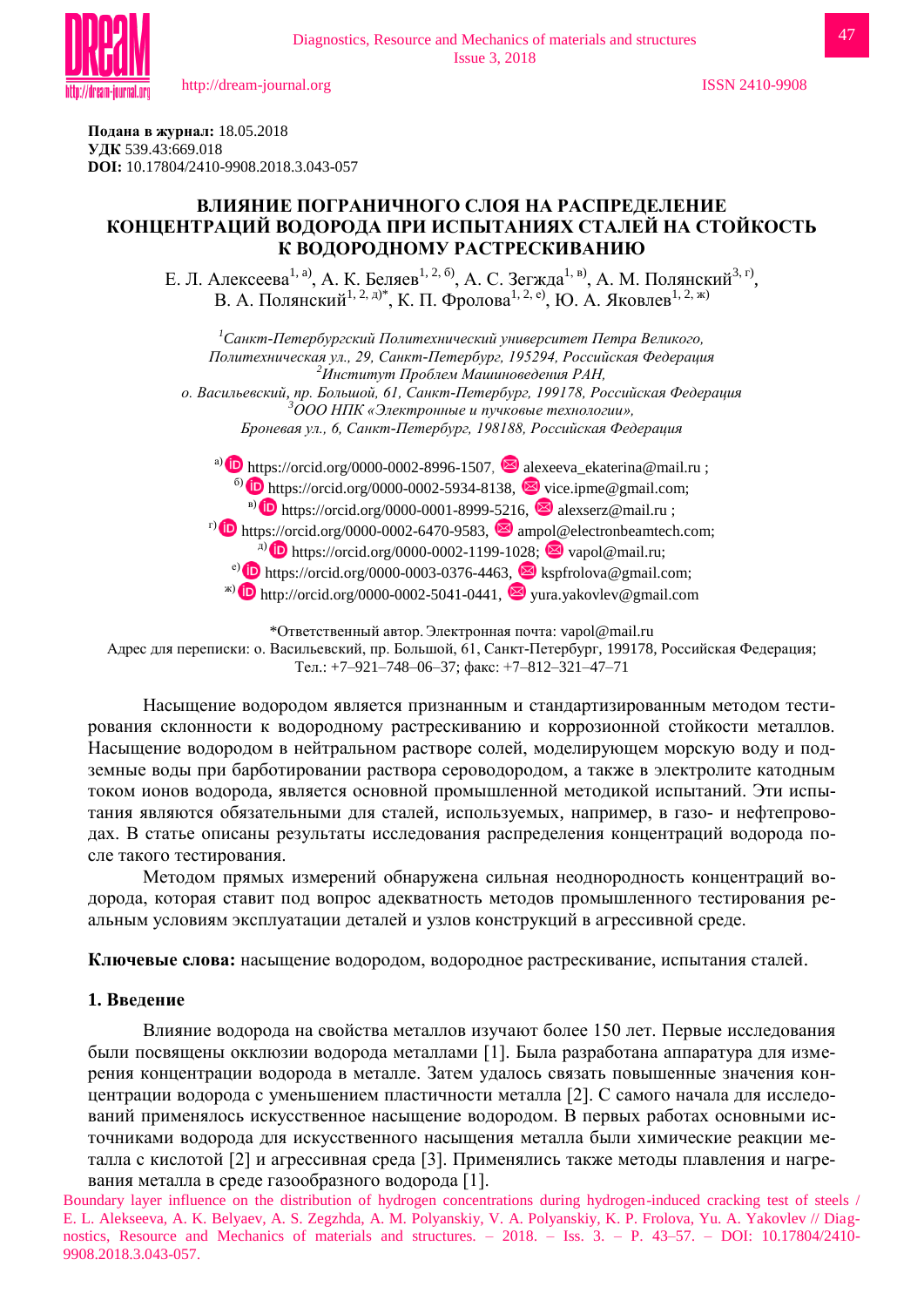**Подана в журнал:** 18.05.2018
**УДК** 539.43:669.018
**DOI:** 10.17804/2410-9908.2018.3.043-057

# ВЛИЯНИЕ ПОГРАНИЧНОГО СЛОЯ НА РАСПРЕДЕЛЕНИЕ КОНЦЕНТРАЦИЙ ВОДОРОДА ПРИ ИСПЫТАНИЯХ СТАЛЕЙ НА СТОЙКОСТЬ К ВОДОРОДНОМУ РАСТРЕСКИВАНИЮ

Е. Л. Алексеева[1, а)], А. К. Беляев[1, 2, б)], А. С. Зегжда[1, в)], А. М. Полянский[3, г)], В. А. Полянский[1, 2, д)*], К. П. Фролова[1, 2, е)], Ю. А. Яковлев[1, 2, ж)]

*[1]Санкт-Петербургский Политехнический университет Петра Великого, Политехническая ул., 29, Санкт-Петербург, 195294, Российская Федерация*
*[2]Институт Проблем Машиноведения РАН, о. Васильевский, пр. Большой, 61, Санкт-Петербург, 199178, Российская Федерация*
*[3]ООО НПК «Электронные и пучковые технологии», Броневая ул., 6, Санкт-Петербург, 198188, Российская Федерация*

а) https://orcid.org/0000-0002-8996-1507, alexeeva_ekaterina@mail.ru ;
б) https://orcid.org/0000-0002-5934-8138, vice.ipme@gmail.com;
в) https://orcid.org/0000-0001-8999-5216, alexserz@mail.ru ;
г) https://orcid.org/0000-0002-6470-9583, ampol@electronbeamtech.com;
д) https://orcid.org/0000-0002-1199-1028; vapol@mail.ru;
е) https://orcid.org/0000-0003-0376-4463, kspfrolova@gmail.com;
ж) http://orcid.org/0000-0002-5041-0441, yura.yakovlev@gmail.com

*Ответственный автор. Электронная почта: vapol@mail.ru
Адрес для переписки: о. Васильевский, пр. Большой, 61, Санкт-Петербург, 199178, Российская Федерация;
Тел.: +7–921–748–06–37; факс: +7–812–321–47–71

Насыщение водородом является признанным и стандартизированным методом тестирования склонности к водородному растрескиванию и коррозионной стойкости металлов. Насыщение водородом в нейтральном растворе солей, моделирующем морскую воду и подземные воды при барботировании раствора сероводородом, а также в электролите катодным током ионов водорода, является основной промышленной методикой испытаний. Эти испытания являются обязательными для сталей, используемых, например, в газо- и нефтепроводах. В статье описаны результаты исследования распределения концентраций водорода после такого тестирования.

Методом прямых измерений обнаружена сильная неоднородность концентраций водорода, которая ставит под вопрос адекватность методов промышленного тестирования реальным условиям эксплуатации деталей и узлов конструкций в агрессивной среде.

**Ключевые слова:** насыщение водородом, водородное растрескивание, испытания сталей.

## 1. Введение

Влияние водорода на свойства металлов изучают более 150 лет. Первые исследования были посвящены окклюзии водорода металлами [1]. Была разработана аппаратура для измерения концентрации водорода в металле. Затем удалось связать повышенные значения концентрации водорода с уменьшением пластичности металла [2]. С самого начала для исследований применялось искусственное насыщение водородом. В первых работах основными источниками водорода для искусственного насыщения металла были химические реакции металла с кислотой [2] и агрессивная среда [3]. Применялись также методы плавления и нагревания металла в среде газообразного водорода [1].

Boundary layer influence on the distribution of hydrogen concentrations during hydrogen-induced cracking test of steels / E. L. Alekseeva, A. K. Belyaev, A. S. Zegzhda, A. M. Polyanskiy, V. A. Polyanskiy, K. P. Frolova, Yu. A. Yakovlev // Diagnostics, Resource and Mechanics of materials and structures. – 2018. – Iss. 3. – P. 43–57. – DOI: 10.17804/2410-9908.2018.3.043-057.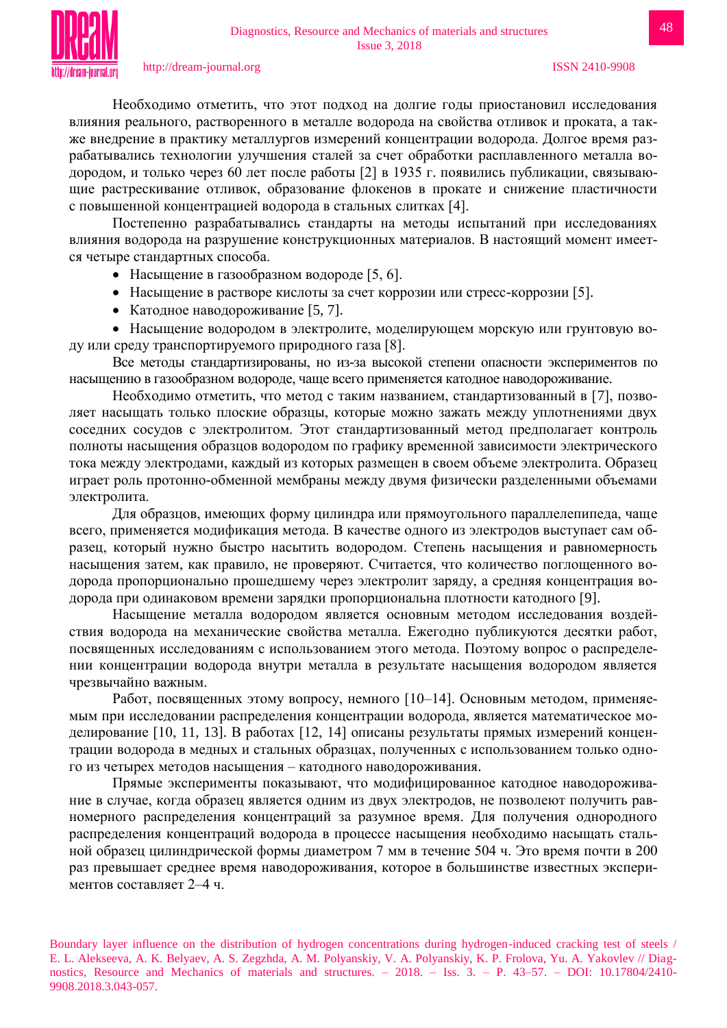Необходимо отметить, что этот подход на долгие годы приостановил исследования влияния реального, растворенного в металле водорода на свойства отливок и проката, а также внедрение в практику металлургов измерений концентрации водорода. Долгое время разрабатывались технологии улучшения сталей за счет обработки расплавленного металла водородом, и только через 60 лет после работы [2] в 1935 г. появились публикации, связывающие растрескивание отливок, образование флокенов в прокате и снижение пластичности с повышенной концентрацией водорода в стальных слитках [4].

Постепенно разрабатывались стандарты на методы испытаний при исследованиях влияния водорода на разрушение конструкционных материалов. В настоящий момент имеется четыре стандартных способа.

- Насыщение в газообразном водороде [5, 6].
- Насыщение в растворе кислоты за счет коррозии или стресс-коррозии [5].
- Катодное наводороживание [5, 7].
- Насыщение водородом в электролите, моделирующем морскую или грунтовую воду или среду транспортируемого природного газа [8].

Все методы стандартизированы, но из-за высокой степени опасности экспериментов по насыщению в газообразном водороде, чаще всего применяется катодное наводороживание.

Необходимо отметить, что метод с таким названием, стандартизованный в [7], позволяет насыщать только плоские образцы, которые можно зажать между уплотнениями двух соседних сосудов с электролитом. Этот стандартизованный метод предполагает контроль полноты насыщения образцов водородом по графику временной зависимости электрического тока между электродами, каждый из которых размещен в своем объеме электролита. Образец играет роль протонно-обменной мембраны между двумя физически разделенными объемами электролита.

Для образцов, имеющих форму цилиндра или прямоугольного параллелепипеда, чаще всего, применяется модификация метода. В качестве одного из электродов выступает сам образец, который нужно быстро насытить водородом. Степень насыщения и равномерность насыщения затем, как правило, не проверяют. Считается, что количество поглощенного водорода пропорционально прошедшему через электролит заряду, а средняя концентрация водорода при одинаковом времени зарядки пропорциональна плотности катодного [9].

Насыщение металла водородом является основным методом исследования воздействия водорода на механические свойства металла. Ежегодно публикуются десятки работ, посвященных исследованиям с использованием этого метода. Поэтому вопрос о распределении концентрации водорода внутри металла в результате насыщения водородом является чрезвычайно важным.

Работ, посвященных этому вопросу, немного [10–14]. Основным методом, применяемым при исследовании распределения концентрации водорода, является математическое моделирование [10, 11, 13]. В работах [12, 14] описаны результаты прямых измерений концентрации водорода в медных и стальных образцах, полученных с использованием только одного из четырех методов насыщения – катодного наводороживания.

Прямые эксперименты показывают, что модифицированное катодное наводороживание в случае, когда образец является одним из двух электродов, не позволяет получить равномерного распределения концентраций за разумное время. Для получения однородного распределения концентраций водорода в процессе насыщения необходимо насыщать стальной образец цилиндрической формы диаметром 7 мм в течение 504 ч. Это время почти в 200 раз превышает среднее время наводороживания, которое в большинстве известных экспериментов составляет 2–4 ч.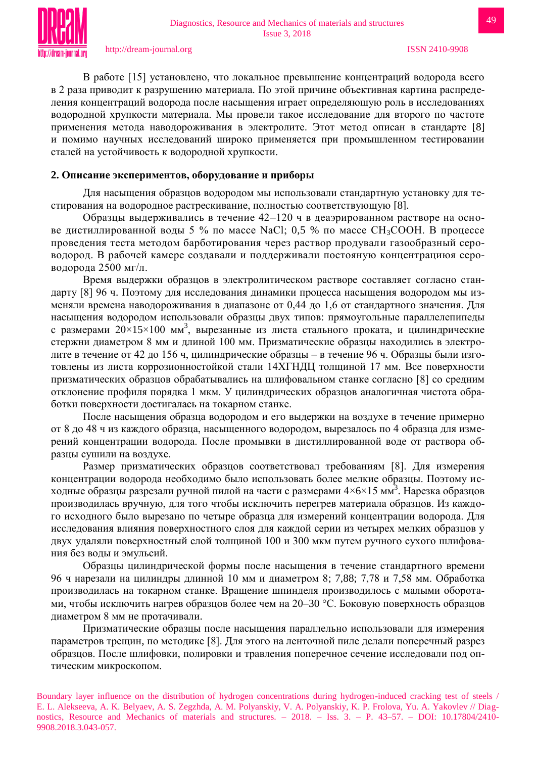В работе [15] установлено, что локальное превышение концентраций водорода всего в 2 раза приводит к разрушению материала. По этой причине объективная картина распределения концентраций водорода после насыщения играет определяющую роль в исследованиях водородной хрупкости материала. Мы провели такое исследование для второго по частоте применения метода наводороживания в электролите. Этот метод описан в стандарте [8] и помимо научных исследований широко применяется при промышленном тестировании сталей на устойчивость к водородной хрупкости.

## 2. Описание экспериментов, оборудование и приборы

Для насыщения образцов водородом мы использовали стандартную установку для тестирования на водородное растрескивание, полностью соответствующую [8].

Образцы выдерживались в течение 42–120 ч в деаэрированном растворе на основе дистиллированной воды 5 % по массе NaCl; 0,5 % по массе $CH_3COOH$. В процессе проведения теста методом барботирования через раствор продували газообразный сероводород. В рабочей камере создавали и поддерживали постоянную концентрациюя сероводорода 2500 мг/л.

Время выдержки образцов в электролитическом растворе составляет согласно стандарту [8] 96 ч. Поэтому для исследования динамики процесса насыщения водородом мы изменяли времена наводороживания в диапазоне от 0,44 до 1,6 от стандартного значения. Для насыщения водородом использовали образцы двух типов: прямоугольные параллелепипеды с размерами 20×15×100 мм$^3$, вырезанные из листа стального проката, и цилиндрические стержни диаметром 8 мм и длиной 100 мм. Призматические образцы находились в электролите в течение от 42 до 156 ч, цилиндрические образцы – в течение 96 ч. Образцы были изготовлены из листа коррозионностойкой стали 14ХГНДЦ толщиной 17 мм. Все поверхности призматических образцов обрабатывались на шлифовальном станке согласно [8] со средним отклонение профиля порядка 1 мкм. У цилиндрических образцов аналогичная чистота обработки поверхности достигалась на токарном станке.

После насыщения образца водородом и его выдержки на воздухе в течение примерно от 8 до 48 ч из каждого образца, насыщенного водородом, вырезалось по 4 образца для измерений концентрации водорода. После промывки в дистиллированной воде от раствора образцы сушили на воздухе.

Размер призматических образцов соответствовал требованиям [8]. Для измерения концентрации водорода необходимо было использовать более мелкие образцы. Поэтому исходные образцы разрезали ручной пилой на части с размерами 4×6×15 мм$^3$. Нарезка образцов производилась вручную, для того чтобы исключить перегрев материала образцов. Из каждого исходного было вырезано по четыре образца для измерений концентрации водорода. Для исследования влияния поверхностного слоя для каждой серии из четырех мелких образцов у двух удаляли поверхностный слой толщиной 100 и 300 мкм путем ручного сухого шлифования без воды и эмульсий.

Образцы цилиндрической формы после насыщения в течение стандартного времени 96 ч нарезали на цилиндры длинной 10 мм и диаметром 8; 7,88; 7,78 и 7,58 мм. Обработка производилась на токарном станке. Вращение шпинделя производилось с малыми оборотами, чтобы исключить нагрев образцов более чем на 20–30 °C. Боковую поверхность образцов диаметром 8 мм не протачивали.

Призматические образцы после насыщения параллельно использовали для измерения параметров трещин, по методике [8]. Для этого на ленточной пиле делали поперечный разрез образцов. После шлифовки, полировки и травления поперечное сечение исследовали под оптическим микроскопом.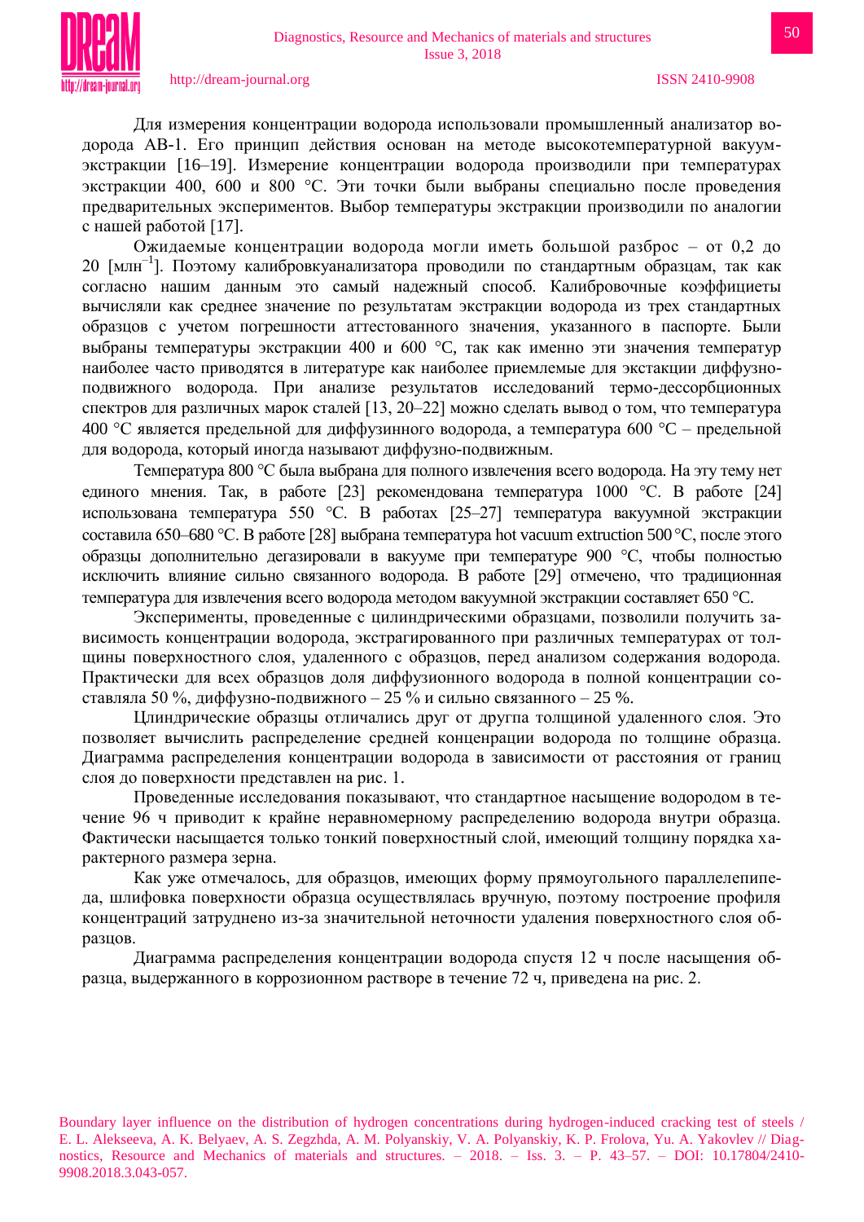Для измерения концентрации водорода использовали промышленный анализатор водорода АВ-1. Его принцип действия основан на методе высокотемпературной вакуум-экстракции [16–19]. Измерение концентрации водорода производили при температурах экстракции 400, 600 и 800 °С. Эти точки были выбраны специально после проведения предварительных экспериментов. Выбор температуры экстракции производили по аналогии с нашей работой [17].

Ожидаемые концентрации водорода могли иметь большой разброс – от 0,2 до 20 [млн$^{-1}$]. Поэтому калибровкуанализатора проводили по стандартным образцам, так как согласно нашим данным это самый надежный способ. Калибровочные коэффициеты вычисляли как среднее значение по результатам экстракции водорода из трех стандартных образцов с учетом погрешности аттестованного значения, указанного в паспорте. Были выбраны температуры экстракции 400 и 600 °С, так как именно эти значения температур наиболее часто приводятся в литературе как наиболее приемлемые для экстакции диффузно-подвижного водорода. При анализе результатов исследований термо-дессорбционных спектров для различных марок сталей [13, 20–22] можно сделать вывод о том, что температура 400 °С является предельной для диффузинного водорода, а температура 600 °С – предельной для водорода, который иногда называют диффузно-подвижным.

Температура 800 °С была выбрана для полного извлечения всего водорода. На эту тему нет единого мнения. Так, в работе [23] рекомендована температура 1000 °С. В работе [24] использована температура 550 °С. В работах [25–27] температура вакуумной экстракции составила 650–680 °С. В работе [28] выбрана температура hot vacuum extruction 500 °С, после этого образцы дополнительно дегазировали в вакууме при температуре 900 °С, чтобы полностью исключить влияние сильно связанного водорода. В работе [29] отмечено, что традиционная температура для извлечения всего водорода методом вакуумной экстракции составляет 650 °С.

Эксперименты, проведенные с цилиндрическими образцами, позволили получить зависимость концентрации водорода, экстрагированного при различных температурах от толщины поверхностного слоя, удаленного с образцов, перед анализом содержания водорода. Практически для всех образцов доля диффузионного водорода в полной концентрации составляла 50 %, диффузно-подвижного – 25 % и сильно связанного – 25 %.

Цлиндрические образцы отличались друг от другпа толщиной удаленного слоя. Это позволяет вычислить распределение средней конценрации водорода по толщине образца. Диаграмма распределения концентрации водорода в зависимости от расстояния от границ слоя до поверхности представлен на рис. 1.

Проведенные исследования показывают, что стандартное насыщение водородом в течение 96 ч приводит к крайне неравномерному распределению водорода внутри образца. Фактически насыщается только тонкий поверхностный слой, имеющий толщину порядка характерного размера зерна.

Как уже отмечалось, для образцов, имеющих форму прямоугольного параллелепипеда, шлифовка поверхности образца осуществлялась вручную, поэтому построение профиля концентраций затруднено из-за значительной неточности удаления поверхностного слоя образцов.

Диаграмма распределения концентрации водорода спустя 12 ч после насыщения образца, выдержанного в коррозионном растворе в течение 72 ч, приведена на рис. 2.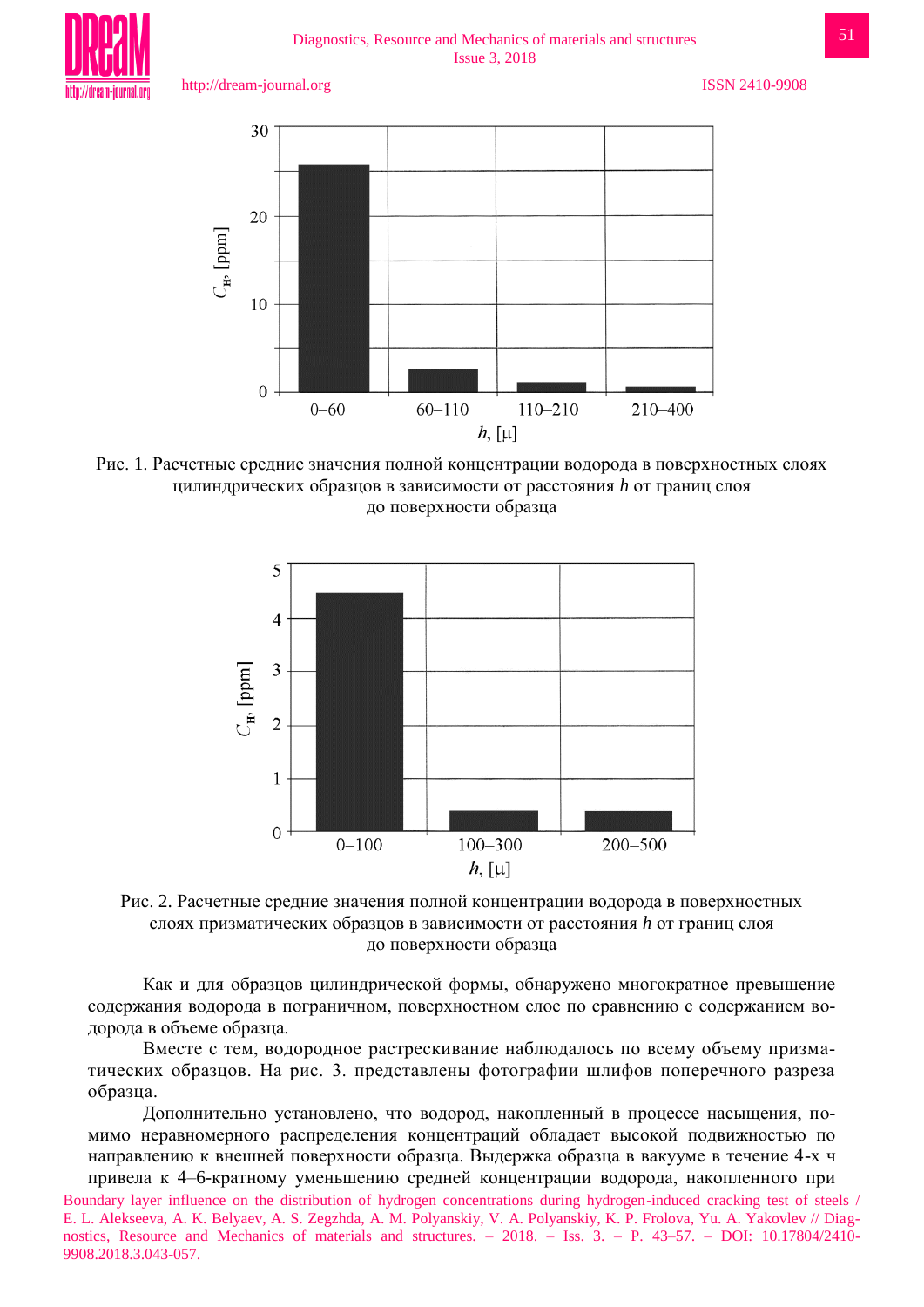Рис. 1. Расчетные средние значения полной концентрации водорода в поверхностных слоях цилиндрических образцов в зависимости от расстояния $h$ от границ слоя до поверхности образца

Рис. 2. Расчетные средние значения полной концентрации водорода в поверхностных слоях призматических образцов в зависимости от расстояния $h$ от границ слоя до поверхности образца

Как и для образцов цилиндрической формы, обнаружено многократное превышение содержания водорода в пограничном, поверхностном слое по сравнению с содержанием водорода в объеме образца.

Вместе с тем, водородное растрескивание наблюдалось по всему объему призматических образцов. На рис. 3. представлены фотографии шлифов поперечного разреза образца.

Дополнительно установлено, что водород, накопленный в процессе насыщения, помимо неравномерного распределения концентраций обладает высокой подвижностью по направлению к внешней поверхности образца. Выдержка образца в вакууме в течение 4-х ч привела к 4–6-кратному уменьшению средней концентрации водорода, накопленного при

Boundary layer influence on the distribution of hydrogen concentrations during hydrogen-induced cracking test of steels / E. L. Alekseeva, A. K. Belyaev, A. S. Zegzhda, A. M. Polyanskiy, V. A. Polyanskiy, K. P. Frolova, Yu. A. Yakovlev // Diagnostics, Resource and Mechanics of materials and structures. – 2018. – Iss. 3. – P. 43–57. – DOI: 10.17804/2410-9908.2018.3.043-057.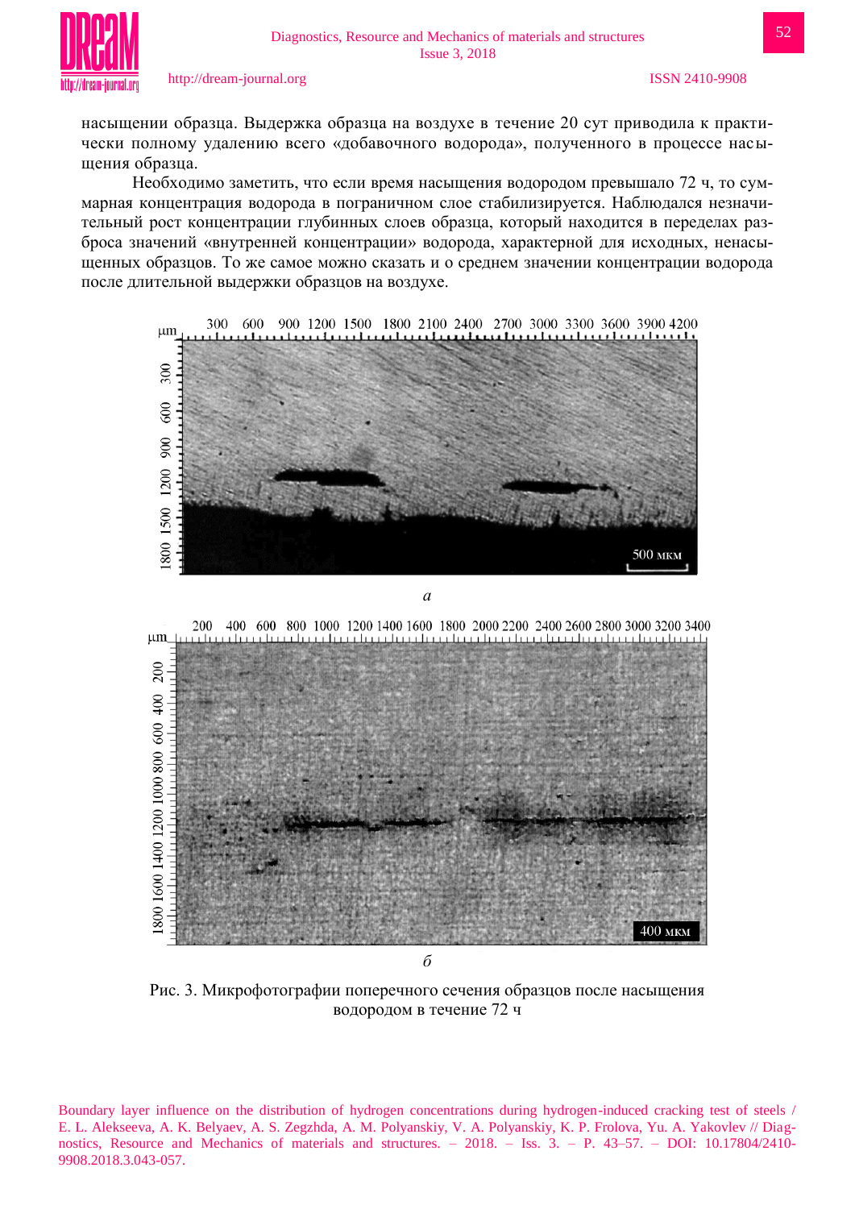насыщении образца. Выдержка образца на воздухе в течение 20 сут приводила к практически полному удалению всего «добавочного водорода», полученного в процессе насыщения образца.

Необходимо заметить, что если время насыщения водородом превышало 72 ч, то суммарная концентрация водорода в пограничном слое стабилизируется. Наблюдался незначительный рост концентрации глубинных слоев образца, который находится в переделах разброса значений «внутренней концентрации» водорода, характерной для исходных, ненасыщенных образцов. То же самое можно сказать и о среднем значении концентрации водорода после длительной выдержки образцов на воздухе.

*а*

*б*

Рис. 3. Микрофотографии поперечного сечения образцов после насыщения водородом в течение 72 ч

Boundary layer influence on the distribution of hydrogen concentrations during hydrogen-induced cracking test of steels / E. L. Alekseeva, A. K. Belyaev, A. S. Zegzhda, A. M. Polyanskiy, V. A. Polyanskiy, K. P. Frolova, Yu. A. Yakovlev // Diagnostics, Resource and Mechanics of materials and structures. – 2018. – Iss. 3. – P. 43–57. – DOI: 10.17804/2410-9908.2018.3.043-057.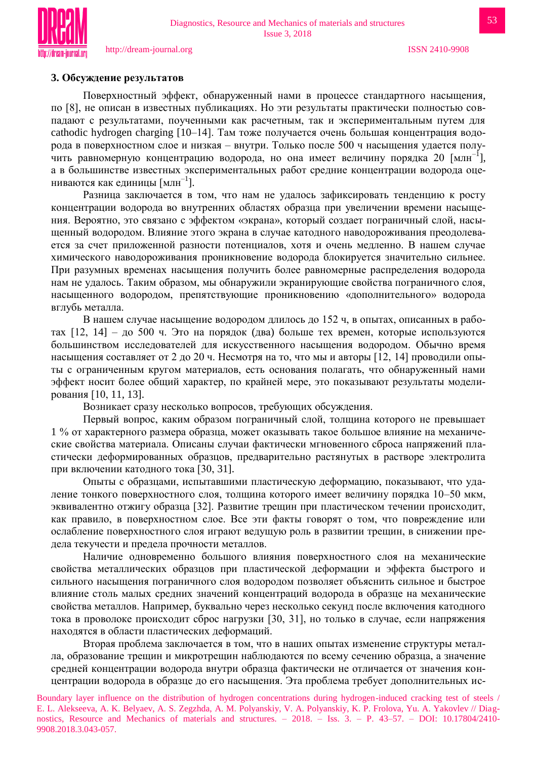### 3. Обсуждение результатов

Поверхностный эффект, обнаруженный нами в процессе стандартного насыщения, по [8], не описан в известных публикациях. Но эти результаты практически полностью совпадают с результатами, поученными как расчетным, так и экспериментальным путем для cathodic hydrogen charging [10–14]. Там тоже получается очень большая концентрация водорода в поверхностном слое и низкая – внутри. Только после 500 ч насыщения удается получить равномерную концентрацию водорода, но она имеет величину порядка 20 [млн$^{-1}$], а в большинстве известных экспериментальных работ средние концентрации водорода оцениваются как единицы [млн$^{-1}$].

Разница заключается в том, что нам не удалось зафиксировать тенденцию к росту концентрации водорода во внутренних областях образца при увеличении времени насыщения. Вероятно, это связано с эффектом «экрана», который создает пограничный слой, насыщенный водородом. Влияние этого экрана в случае катодного наводороживания преодолевается за счет приложенной разности потенциалов, хотя и очень медленно. В нашем случае химического наводороживания проникновение водорода блокируется значительно сильнее. При разумных временах насыщения получить более равномерные распределения водорода нам не удалось. Таким образом, мы обнаружили экранирующие свойства пограничного слоя, насыщенного водородом, препятствующие проникновению «дополнительного» водорода вглубь металла.

В нашем случае насыщение водородом длилось до 152 ч, в опытах, описанных в работах [12, 14] – до 500 ч. Это на порядок (два) больше тех времен, которые используются большинством исследователей для искусственного насыщения водородом. Обычно время насыщения составляет от 2 до 20 ч. Несмотря на то, что мы и авторы [12, 14] проводили опыты с ограниченным кругом материалов, есть основания полагать, что обнаруженный нами эффект носит более общий характер, по крайней мере, это показывают результаты моделирования [10, 11, 13].

Возникает сразу несколько вопросов, требующих обсуждения.

Первый вопрос, каким образом пограничный слой, толщина которого не превышает 1 % от характерного размера образца, может оказывать такое большое влияние на механические свойства материала. Описаны случаи фактически мгновенного сброса напряжений пластически деформированных образцов, предварительно растянутых в растворе электролита при включении катодного тока [30, 31].

Опыты с образцами, испытавшими пластическую деформацию, показывают, что удаление тонкого поверхностного слоя, толщина которого имеет величину порядка 10–50 мкм, эквивалентно отжигу образца [32]. Развитие трещин при пластическом течении происходит, как правило, в поверхностном слое. Все эти факты говорят о том, что повреждение или ослабление поверхностного слоя играют ведущую роль в развитии трещин, в снижении предела текучести и предела прочности металлов.

Наличие одновременно большого влияния поверхностного слоя на механические свойства металлических образцов при пластической деформации и эффекта быстрого и сильного насыщения пограничного слоя водородом позволяет объяснить сильное и быстрое влияние столь малых средних значений концентраций водорода в образце на механические свойства металлов. Например, буквально через несколько секунд после включения катодного тока в проволоке происходит сброс нагрузки [30, 31], но только в случае, если напряжения находятся в области пластических деформаций.

Вторая проблема заключается в том, что в наших опытах изменение структуры металла, образование трещин и микротрещин наблюдаются по всему сечению образца, а значение средней концентрации водорода внутри образца фактически не отличается от значения концентрации водорода в образце до его насыщения. Эта проблема требует дополнительных ис-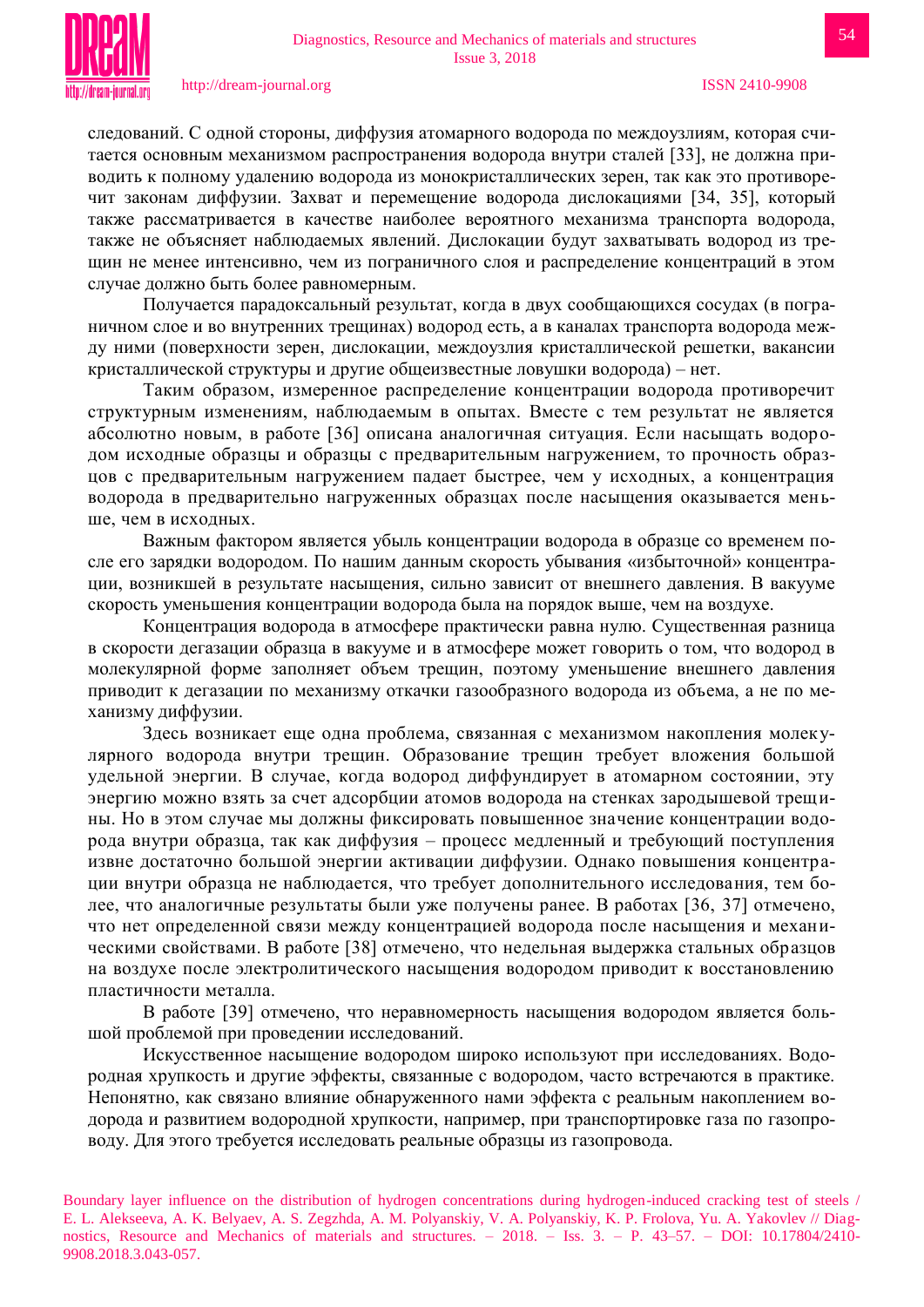следований. С одной стороны, диффузия атомарного водорода по междоузлиям, которая считается основным механизмом распространения водорода внутри сталей [33], не должна приводить к полному удалению водорода из монокристаллических зерен, так как это противоречит законам диффузии. Захват и перемещение водорода дислокациями [34, 35], который также рассматривается в качестве наиболее вероятного механизма транспорта водорода, также не объясняет наблюдаемых явлений. Дислокации будут захватывать водород из трещин не менее интенсивно, чем из пограничного слоя и распределение концентраций в этом случае должно быть более равномерным.

Получается парадоксальный результат, когда в двух сообщающихся сосудах (в пограничном слое и во внутренних трещинах) водород есть, а в каналах транспорта водорода между ними (поверхности зерен, дислокации, междоузлия кристаллической решетки, вакансии кристаллической структуры и другие общеизвестные ловушки водорода) – нет.

Таким образом, измеренное распределение концентрации водорода противоречит структурным изменениям, наблюдаемым в опытах. Вместе с тем результат не является абсолютно новым, в работе [36] описана аналогичная ситуация. Если насыщать водородом исходные образцы и образцы с предварительным нагружением, то прочность образцов с предварительным нагружением падает быстрее, чем у исходных, а концентрация водорода в предварительно нагруженных образцах после насыщения оказывается меньше, чем в исходных.

Важным фактором является убыль концентрации водорода в образце со временем после его зарядки водородом. По нашим данным скорость убывания «избыточной» концентрации, возникшей в результате насыщения, сильно зависит от внешнего давления. В вакууме скорость уменьшения концентрации водорода была на порядок выше, чем на воздухе.

Концентрация водорода в атмосфере практически равна нулю. Существенная разница в скорости дегазации образца в вакууме и в атмосфере может говорить о том, что водород в молекулярной форме заполняет объем трещин, поэтому уменьшение внешнего давления приводит к дегазации по механизму откачки газообразного водорода из объема, а не по механизму диффузии.

Здесь возникает еще одна проблема, связанная с механизмом накопления молекулярного водорода внутри трещин. Образование трещин требует вложения большой удельной энергии. В случае, когда водород диффундирует в атомарном состоянии, эту энергию можно взять за счет адсорбции атомов водорода на стенках зародышевой трещины. Но в этом случае мы должны фиксировать повышенное значение концентрации водорода внутри образца, так как диффузия – процесс медленный и требующий поступления извне достаточно большой энергии активации диффузии. Однако повышения концентрации внутри образца не наблюдается, что требует дополнительного исследования, тем более, что аналогичные результаты были уже получены ранее. В работах [36, 37] отмечено, что нет определенной связи между концентрацией водорода после насыщения и механическими свойствами. В работе [38] отмечено, что недельная выдержка стальных образцов на воздухе после электролитического насыщения водородом приводит к восстановлению пластичности металла.

В работе [39] отмечено, что неравномерность насыщения водородом является большой проблемой при проведении исследований.

Искусственное насыщение водородом широко используют при исследованиях. Водородная хрупкость и другие эффекты, связанные с водородом, часто встречаются в практике. Непонятно, как связано влияние обнаруженного нами эффекта с реальным накоплением водорода и развитием водородной хрупкости, например, при транспортировке газа по газопроводу. Для этого требуется исследовать реальные образцы из газопровода.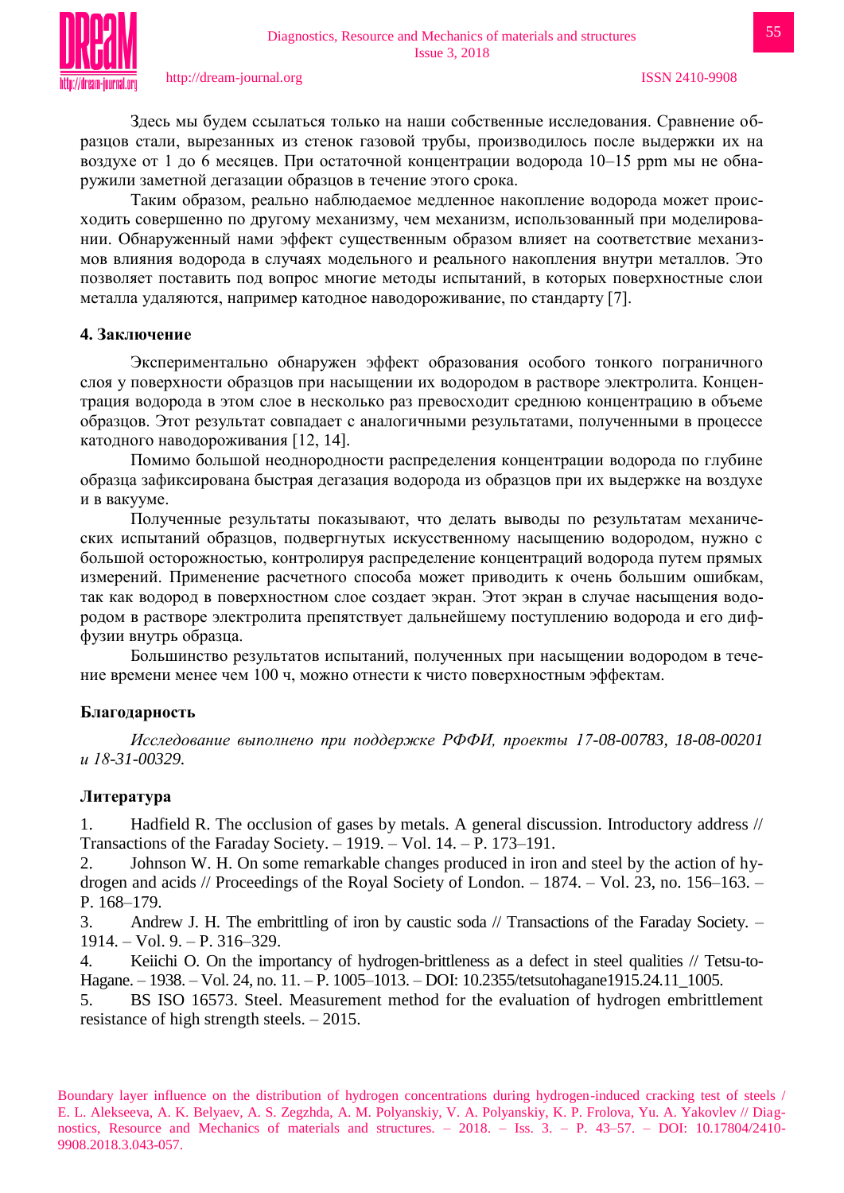Здесь мы будем ссылаться только на наши собственные исследования. Сравнение образцов стали, вырезанных из стенок газовой трубы, производилось после выдержки их на воздухе от 1 до 6 месяцев. При остаточной концентрации водорода 10–15 ppm мы не обнаружили заметной дегазации образцов в течение этого срока.

Таким образом, реально наблюдаемое медленное накопление водорода может происходить совершенно по другому механизму, чем механизм, использованный при моделировании. Обнаруженный нами эффект существенным образом влияет на соответствие механизмов влияния водорода в случаях модельного и реального накопления внутри металлов. Это позволяет поставить под вопрос многие методы испытаний, в которых поверхностные слои металла удаляются, например катодное наводороживание, по стандарту [7].

## 4. Заключение

Экспериментально обнаружен эффект образования особого тонкого пограничного слоя у поверхности образцов при насыщении их водородом в растворе электролита. Концентрация водорода в этом слое в несколько раз превосходит среднюю концентрацию в объеме образцов. Этот результат совпадает с аналогичными результатами, полученными в процессе катодного наводороживания [12, 14].

Помимо большой неоднородности распределения концентрации водорода по глубине образца зафиксирована быстрая дегазация водорода из образцов при их выдержке на воздухе и в вакууме.

Полученные результаты показывают, что делать выводы по результатам механических испытаний образцов, подвергнутых искусственному насыщению водородом, нужно с большой осторожностью, контролируя распределение концентраций водорода путем прямых измерений. Применение расчетного способа может приводить к очень большим ошибкам, так как водород в поверхностном слое создает экран. Этот экран в случае насыщения водородом в растворе электролита препятствует дальнейшему поступлению водорода и его диффузии внутрь образца.

Большинство результатов испытаний, полученных при насыщении водородом в течение времени менее чем 100 ч, можно отнести к чисто поверхностным эффектам.

## Благодарность

*Исследование выполнено при поддержке РФФИ, проекты 17-08-00783, 18-08-00201 и 18-31-00329.*

## Литература

1. Hadfield R. The occlusion of gases by metals. A general discussion. Introductory address // Transactions of the Faraday Society. – 1919. – Vol. 14. – P. 173–191.
2. Johnson W. H. On some remarkable changes produced in iron and steel by the action of hydrogen and acids // Proceedings of the Royal Society of London. – 1874. – Vol. 23, no. 156–163. – P. 168–179.
3. Andrew J. H. The embrittling of iron by caustic soda // Transactions of the Faraday Society. – 1914. – Vol. 9. – P. 316–329.
4. Keiichi O. On the importancy of hydrogen-brittleness as a defect in steel qualities // Tetsu-to-Hagane. – 1938. – Vol. 24, no. 11. – P. 1005–1013. – DOI: 10.2355/tetsutohagane1915.24.11_1005.
5. BS ISO 16573. Steel. Measurement method for the evaluation of hydrogen embrittlement resistance of high strength steels. – 2015.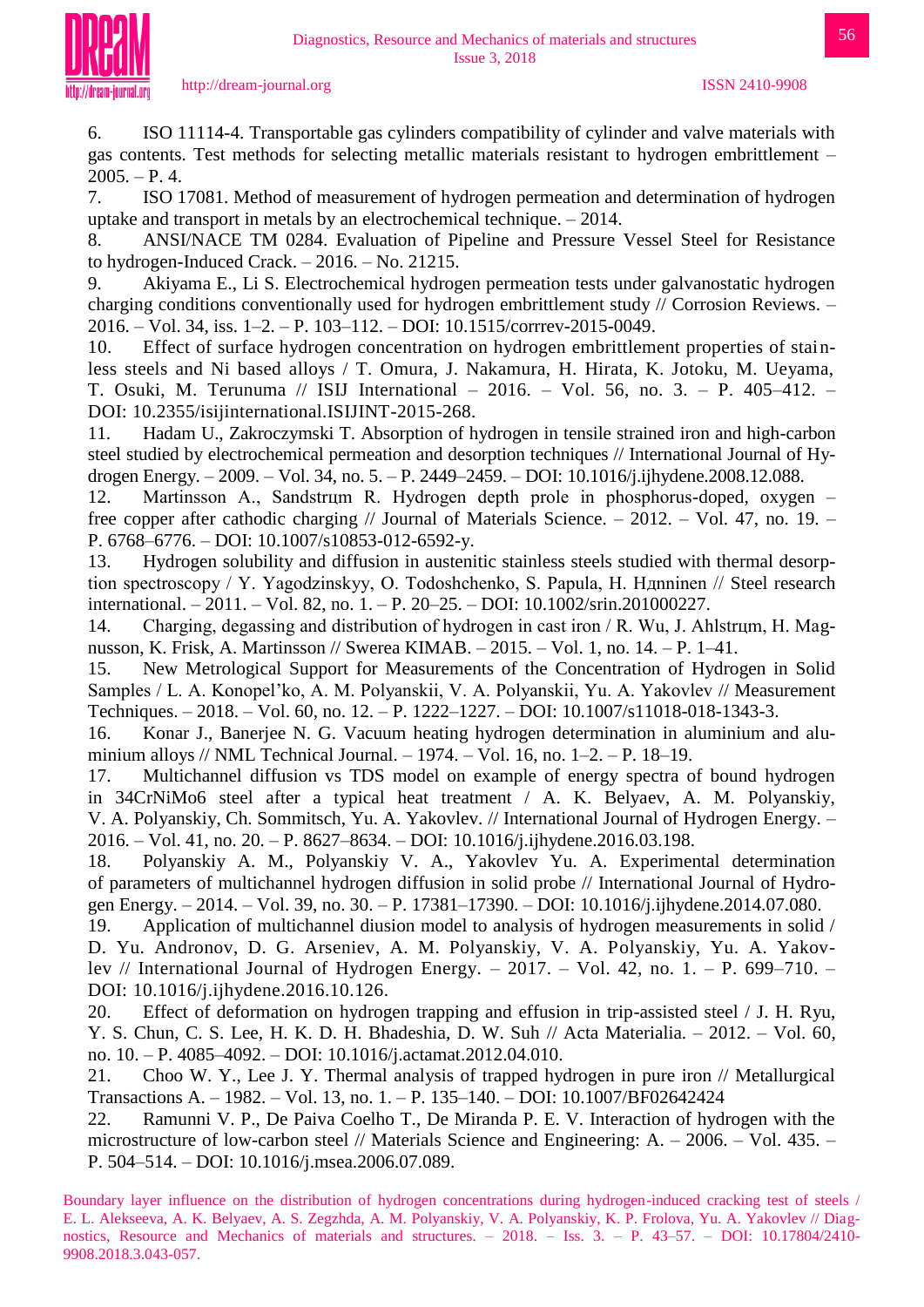6. ISO 11114-4. Transportable gas cylinders compatibility of cylinder and valve materials with gas contents. Test methods for selecting metallic materials resistant to hydrogen embrittlement – 2005. – P. 4.

7. ISO 17081. Method of measurement of hydrogen permeation and determination of hydrogen uptake and transport in metals by an electrochemical technique. – 2014.

8. ANSI/NACE TM 0284. Evaluation of Pipeline and Pressure Vessel Steel for Resistance to hydrogen-Induced Crack. – 2016. – No. 21215.

9. Akiyama E., Li S. Electrochemical hydrogen permeation tests under galvanostatic hydrogen charging conditions conventionally used for hydrogen embrittlement study // Corrosion Reviews. – 2016. – Vol. 34, iss. 1–2. – P. 103–112. – DOI: 10.1515/corrrev-2015-0049.

10. Effect of surface hydrogen concentration on hydrogen embrittlement properties of stainless steels and Ni based alloys / T. Omura, J. Nakamura, H. Hirata, K. Jotoku, M. Ueyama, T. Osuki, M. Terunuma // ISIJ International – 2016. – Vol. 56, no. 3. – P. 405–412. – DOI: 10.2355/isijinternational.ISIJINT-2015-268.

11. Hadam U., Zakroczymski T. Absorption of hydrogen in tensile strained iron and high-carbon steel studied by electrochemical permeation and desorption techniques // International Journal of Hydrogen Energy. – 2009. – Vol. 34, no. 5. – P. 2449–2459. – DOI: 10.1016/j.ijhydene.2008.12.088.

12. Martinsson A., Sandstrцm R. Hydrogen depth prole in phosphorus-doped, oxygen – free copper after cathodic charging // Journal of Materials Science. – 2012. – Vol. 47, no. 19. – P. 6768–6776. – DOI: 10.1007/s10853-012-6592-y.

13. Hydrogen solubility and diffusion in austenitic stainless steels studied with thermal desorption spectroscopy / Y. Yagodzinskyy, O. Todoshchenko, S. Papula, H. Ндnninen // Steel research international. – 2011. – Vol. 82, no. 1. – P. 20–25. – DOI: 10.1002/srin.201000227.

14. Charging, degassing and distribution of hydrogen in cast iron / R. Wu, J. Ahlstrцm, H. Magnusson, K. Frisk, A. Martinsson // Swerea KIMAB. – 2015. – Vol. 1, no. 14. – P. 1–41.

15. New Metrological Support for Measurements of the Concentration of Hydrogen in Solid Samples / L. A. Konopel'ko, A. M. Polyanskii, V. A. Polyanskii, Yu. A. Yakovlev // Measurement Techniques. – 2018. – Vol. 60, no. 12. – P. 1222–1227. – DOI: 10.1007/s11018-018-1343-3.

16. Konar J., Banerjee N. G. Vacuum heating hydrogen determination in aluminium and aluminium alloys // NML Technical Journal. – 1974. – Vol. 16, no. 1–2. – P. 18–19.

17. Multichannel diffusion vs TDS model on example of energy spectra of bound hydrogen in 34CrNiMo6 steel after a typical heat treatment / A. K. Belyaev, A. M. Polyanskiy, V. A. Polyanskiy, Ch. Sommitsch, Yu. A. Yakovlev. // International Journal of Hydrogen Energy. – 2016. – Vol. 41, no. 20. – P. 8627–8634. – DOI: 10.1016/j.ijhydene.2016.03.198.

18. Polyanskiy A. M., Polyanskiy V. A., Yakovlev Yu. A. Experimental determination of parameters of multichannel hydrogen diffusion in solid probe // International Journal of Hydrogen Energy. – 2014. – Vol. 39, no. 30. – P. 17381–17390. – DOI: 10.1016/j.ijhydene.2014.07.080.

19. Application of multichannel diusion model to analysis of hydrogen measurements in solid / D. Yu. Andronov, D. G. Arseniev, A. M. Polyanskiy, V. A. Polyanskiy, Yu. A. Yakovlev // International Journal of Hydrogen Energy. – 2017. – Vol. 42, no. 1. – P. 699–710. – DOI: 10.1016/j.ijhydene.2016.10.126.

20. Effect of deformation on hydrogen trapping and effusion in trip-assisted steel / J. H. Ryu, Y. S. Chun, C. S. Lee, H. K. D. H. Bhadeshia, D. W. Suh // Acta Materialia. – 2012. – Vol. 60, no. 10. – P. 4085–4092. – DOI: 10.1016/j.actamat.2012.04.010.

21. Choo W. Y., Lee J. Y. Thermal analysis of trapped hydrogen in pure iron // Metallurgical Transactions A. – 1982. – Vol. 13, no. 1. – P. 135–140. – DOI: 10.1007/BF02642424

22. Ramunni V. P., De Paiva Coelho T., De Miranda P. E. V. Interaction of hydrogen with the microstructure of low-carbon steel // Materials Science and Engineering: A. – 2006. – Vol. 435. – P. 504–514. – DOI: 10.1016/j.msea.2006.07.089.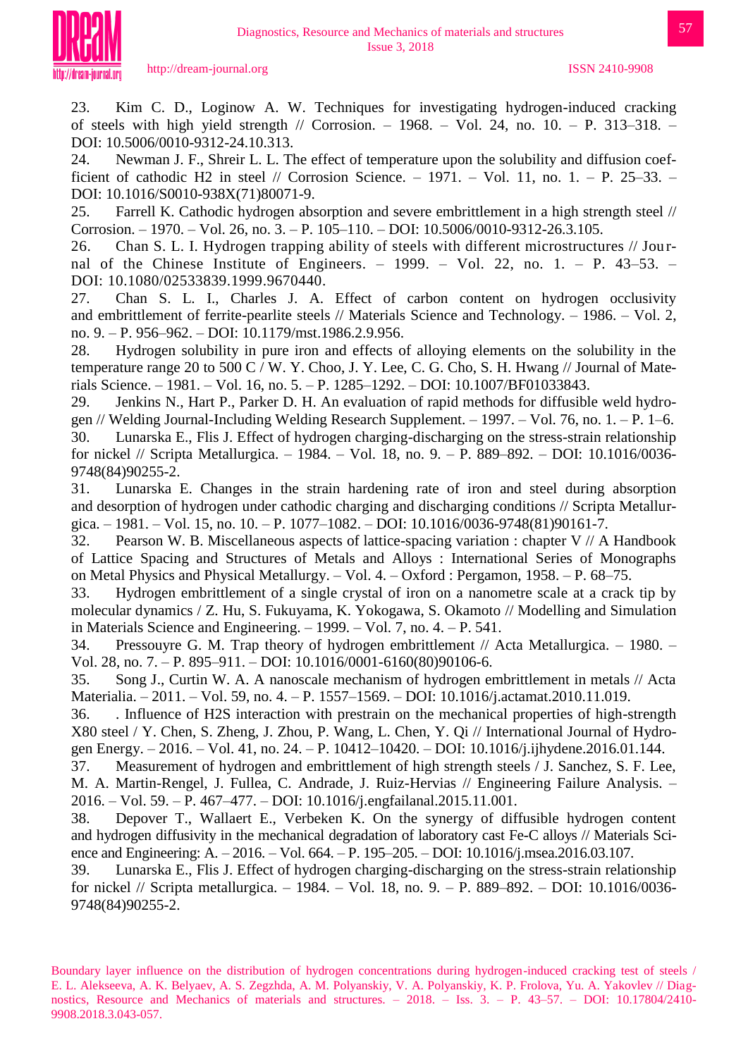23. Kim C. D., Loginow A. W. Techniques for investigating hydrogen-induced cracking of steels with high yield strength // Corrosion. – 1968. – Vol. 24, no. 10. – P. 313–318. – DOI: 10.5006/0010-9312-24.10.313.

24. Newman J. F., Shreir L. L. The effect of temperature upon the solubility and diffusion coefficient of cathodic H2 in steel // Corrosion Science. – 1971. – Vol. 11, no. 1. – P. 25–33. – DOI: 10.1016/S0010-938X(71)80071-9.

25. Farrell K. Cathodic hydrogen absorption and severe embrittlement in a high strength steel // Corrosion. – 1970. – Vol. 26, no. 3. – P. 105–110. – DOI: 10.5006/0010-9312-26.3.105.

26. Chan S. L. I. Hydrogen trapping ability of steels with different microstructures // Journal of the Chinese Institute of Engineers. – 1999. – Vol. 22, no. 1. – P. 43–53. – DOI: 10.1080/02533839.1999.9670440.

27. Chan S. L. I., Charles J. A. Effect of carbon content on hydrogen occlusivity and embrittlement of ferrite-pearlite steels // Materials Science and Technology. – 1986. – Vol. 2, no. 9. – P. 956–962. – DOI: 10.1179/mst.1986.2.9.956.

28. Hydrogen solubility in pure iron and effects of alloying elements on the solubility in the temperature range 20 to 500 C / W. Y. Choo, J. Y. Lee, C. G. Cho, S. H. Hwang // Journal of Materials Science. – 1981. – Vol. 16, no. 5. – P. 1285–1292. – DOI: 10.1007/BF01033843.

29. Jenkins N., Hart P., Parker D. H. An evaluation of rapid methods for diffusible weld hydrogen // Welding Journal-Including Welding Research Supplement. – 1997. – Vol. 76, no. 1. – P. 1–6.

30. Lunarska E., Flis J. Effect of hydrogen charging-discharging on the stress-strain relationship for nickel // Scripta Metallurgica. – 1984. – Vol. 18, no. 9. – P. 889–892. – DOI: 10.1016/0036-9748(84)90255-2.

31. Lunarska E. Changes in the strain hardening rate of iron and steel during absorption and desorption of hydrogen under cathodic charging and discharging conditions // Scripta Metallurgica. – 1981. – Vol. 15, no. 10. – P. 1077–1082. – DOI: 10.1016/0036-9748(81)90161-7.

32. Pearson W. B. Miscellaneous aspects of lattice-spacing variation : chapter V // A Handbook of Lattice Spacing and Structures of Metals and Alloys : International Series of Monographs on Metal Physics and Physical Metallurgy. – Vol. 4. – Oxford : Pergamon, 1958. – P. 68–75.

33. Hydrogen embrittlement of a single crystal of iron on a nanometre scale at a crack tip by molecular dynamics / Z. Hu, S. Fukuyama, K. Yokogawa, S. Okamoto // Modelling and Simulation in Materials Science and Engineering. – 1999. – Vol. 7, no. 4. – P. 541.

34. Pressouyre G. M. Trap theory of hydrogen embrittlement // Acta Metallurgica. – 1980. – Vol. 28, no. 7. – P. 895–911. – DOI: 10.1016/0001-6160(80)90106-6.

35. Song J., Curtin W. A. A nanoscale mechanism of hydrogen embrittlement in metals // Acta Materialia. – 2011. – Vol. 59, no. 4. – P. 1557–1569. – DOI: 10.1016/j.actamat.2010.11.019.

36. . Influence of H2S interaction with prestrain on the mechanical properties of high-strength X80 steel / Y. Chen, S. Zheng, J. Zhou, P. Wang, L. Chen, Y. Qi // International Journal of Hydrogen Energy. – 2016. – Vol. 41, no. 24. – P. 10412–10420. – DOI: 10.1016/j.ijhydene.2016.01.144.

37. Measurement of hydrogen and embrittlement of high strength steels / J. Sanchez, S. F. Lee, M. A. Martin-Rengel, J. Fullea, C. Andrade, J. Ruiz-Hervias // Engineering Failure Analysis. – 2016. – Vol. 59. – P. 467–477. – DOI: 10.1016/j.engfailanal.2015.11.001.

38. Depover T., Wallaert E., Verbeken K. On the synergy of diffusible hydrogen content and hydrogen diffusivity in the mechanical degradation of laboratory cast Fe-C alloys // Materials Science and Engineering: A. – 2016. – Vol. 664. – P. 195–205. – DOI: 10.1016/j.msea.2016.03.107.

39. Lunarska E., Flis J. Effect of hydrogen charging-discharging on the stress-strain relationship for nickel // Scripta metallurgica. – 1984. – Vol. 18, no. 9. – P. 889–892. – DOI: 10.1016/0036-9748(84)90255-2.